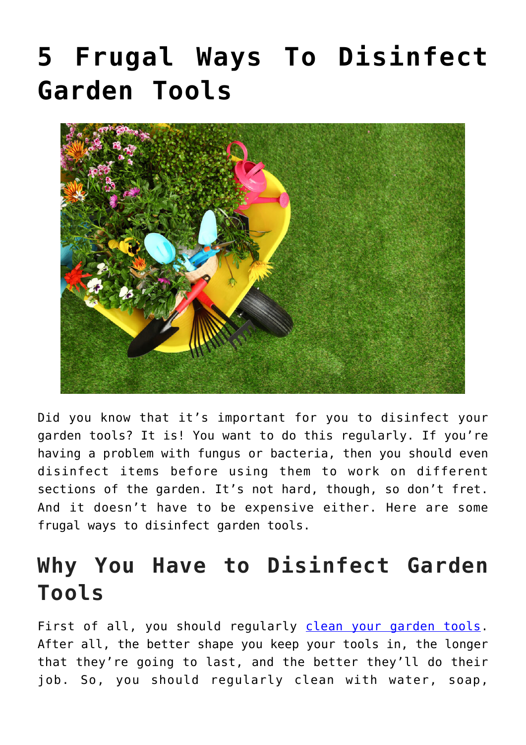# 5 Frugal Ways To Disinfect Garden Tools

Did you know that it's important for you to disinfect your garden tools? It is! You want to do this regularly. If you're having a problem with fungus or bacteria, then you should even disinfect items before using them to work on different sections of the garden. It's not hard, though, so don't fret. And it doesn't have to be expensive either. Here are some frugal ways to disinfect garden tools.

## Why You Have to Disinfect Garden Tools

First of all, you should regularly clean your garden tools. After all, the better shape you keep your tools in, the longer that they're going to last, and the better they'll do their job. So, you should regularly clean with water, soap,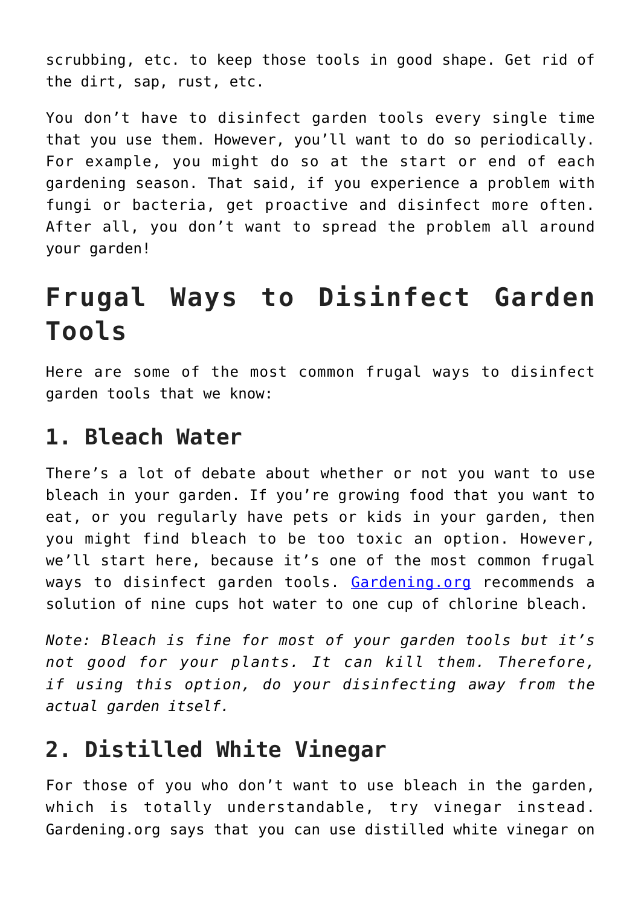scrubbing, etc. to keep those tools in good shape. Get rid of the dirt, sap, rust, etc.

You don't have to disinfect garden tools every single time that you use them. However, you'll want to do so periodically. For example, you might do so at the start or end of each gardening season. That said, if you experience a problem with fungi or bacteria, get proactive and disinfect more often. After all, you don't want to spread the problem all around your garden!

# Frugal Ways to Disinfect Garden Tools

Here are some of the most common frugal ways to disinfect garden tools that we know:

## 1. Bleach Water

There's a lot of debate about whether or not you want to use bleach in your garden. If you're growing food that you want to eat, or you regularly have pets or kids in your garden, then you might find bleach to be too toxic an option. However, we'll start here, because it's one of the most common frugal ways to disinfect garden tools. [Gardening.org](Gardening.org) recommends a solution of nine cups hot water to one cup of chlorine bleach.

*Note: Bleach is fine for most of your garden tools but it's not good for your plants. It can kill them. Therefore, if using this option, do your disinfecting away from the actual garden itself.*

## 2. Distilled White Vinegar

For those of you who don't want to use bleach in the garden, which is totally understandable, try vinegar instead. Gardening.org says that you can use distilled white vinegar on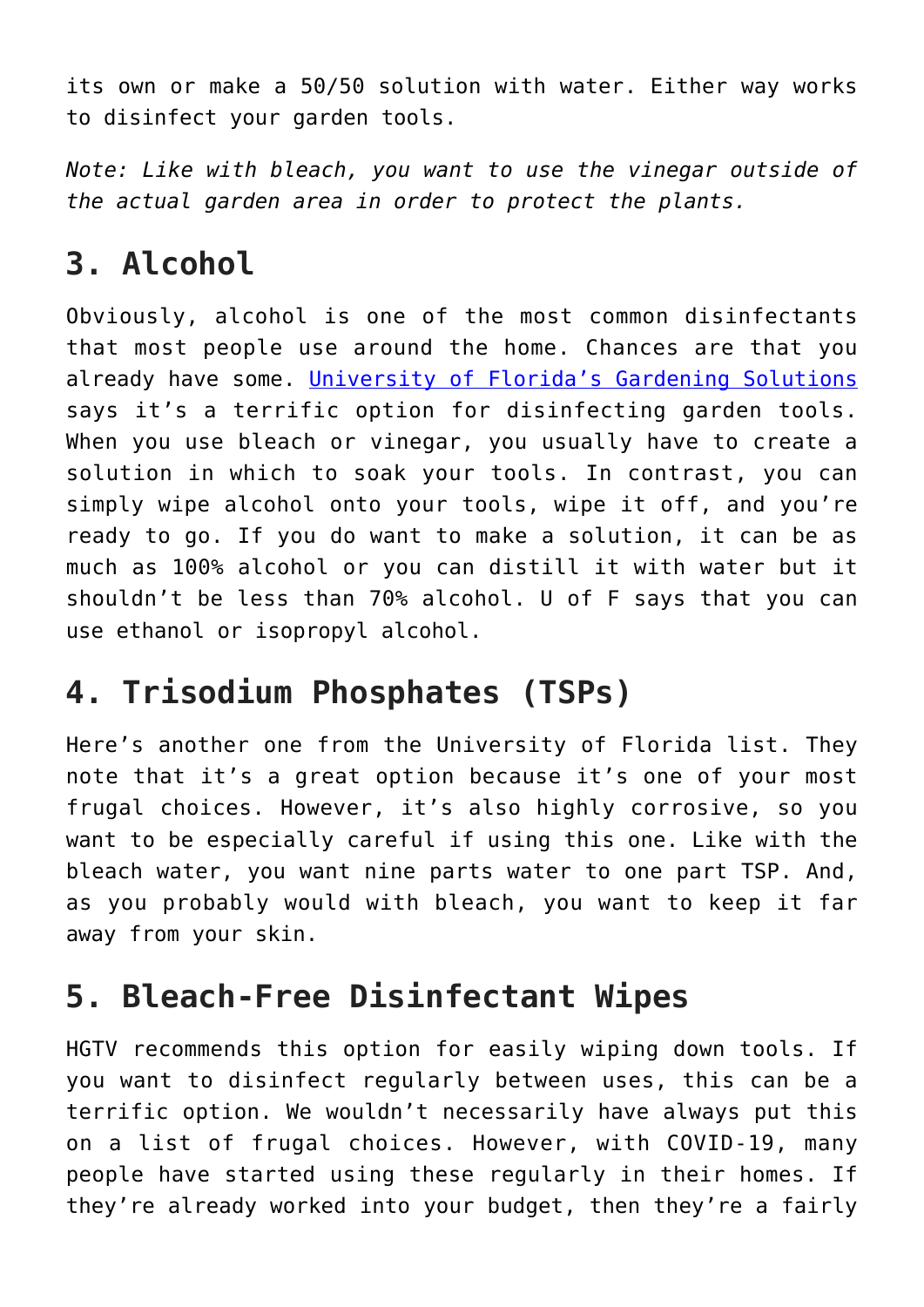its own or make a 50/50 solution with water. Either way works to disinfect your garden tools.

*Note: Like with bleach, you want to use the vinegar outside of the actual garden area in order to protect the plants.*

## 3. Alcohol

Obviously, alcohol is one of the most common disinfectants that most people use around the home. Chances are that you already have some. [University of Florida's Gardening Solutions](#) says it's a terrific option for disinfecting garden tools. When you use bleach or vinegar, you usually have to create a solution in which to soak your tools. In contrast, you can simply wipe alcohol onto your tools, wipe it off, and you're ready to go. If you do want to make a solution, it can be as much as 100% alcohol or you can distill it with water but it shouldn't be less than 70% alcohol. U of F says that you can use ethanol or isopropyl alcohol.

## 4. Trisodium Phosphates (TSPs)

Here's another one from the University of Florida list. They note that it's a great option because it's one of your most frugal choices. However, it's also highly corrosive, so you want to be especially careful if using this one. Like with the bleach water, you want nine parts water to one part TSP. And, as you probably would with bleach, you want to keep it far away from your skin.

## 5. Bleach-Free Disinfectant Wipes

HGTV recommends this option for easily wiping down tools. If you want to disinfect regularly between uses, this can be a terrific option. We wouldn't necessarily have always put this on a list of frugal choices. However, with COVID-19, many people have started using these regularly in their homes. If they're already worked into your budget, then they're a fairly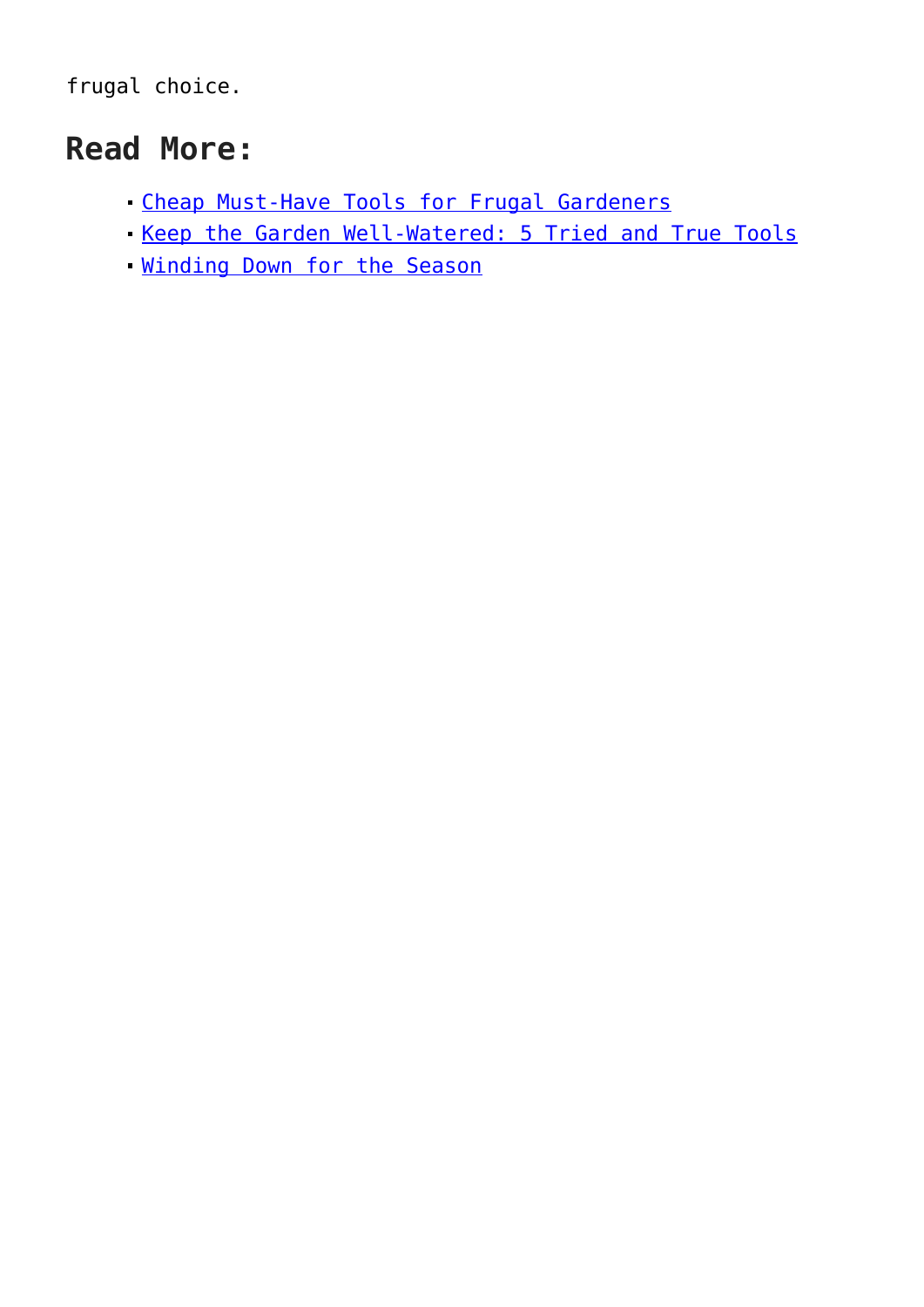frugal choice.

## Read More:

- Cheap Must-Have Tools for Frugal Gardeners
- Keep the Garden Well-Watered: 5 Tried and True Tools
- Winding Down for the Season